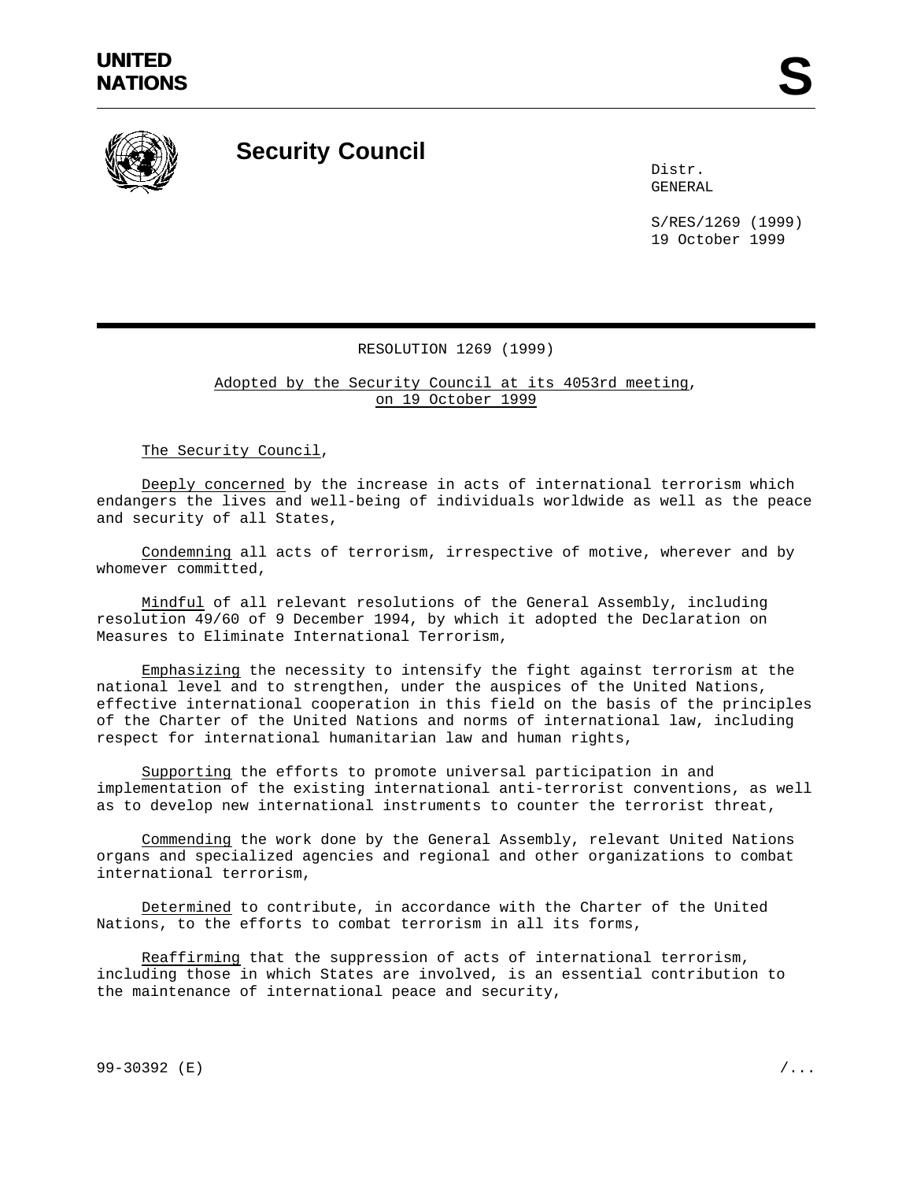UNITED NATIONS

# Security Council

Distr.
GENERAL

S/RES/1269 (1999)
19 October 1999

## RESOLUTION 1269 (1999)

Adopted by the Security Council at its 4053rd meeting, on 19 October 1999

The Security Council,

Deeply concerned by the increase in acts of international terrorism which endangers the lives and well-being of individuals worldwide as well as the peace and security of all States,

Condemning all acts of terrorism, irrespective of motive, wherever and by whomever committed,

Mindful of all relevant resolutions of the General Assembly, including resolution 49/60 of 9 December 1994, by which it adopted the Declaration on Measures to Eliminate International Terrorism,

Emphasizing the necessity to intensify the fight against terrorism at the national level and to strengthen, under the auspices of the United Nations, effective international cooperation in this field on the basis of the principles of the Charter of the United Nations and norms of international law, including respect for international humanitarian law and human rights,

Supporting the efforts to promote universal participation in and implementation of the existing international anti-terrorist conventions, as well as to develop new international instruments to counter the terrorist threat,

Commending the work done by the General Assembly, relevant United Nations organs and specialized agencies and regional and other organizations to combat international terrorism,

Determined to contribute, in accordance with the Charter of the United Nations, to the efforts to combat terrorism in all its forms,

Reaffirming that the suppression of acts of international terrorism, including those in which States are involved, is an essential contribution to the maintenance of international peace and security,

99-30392 (E)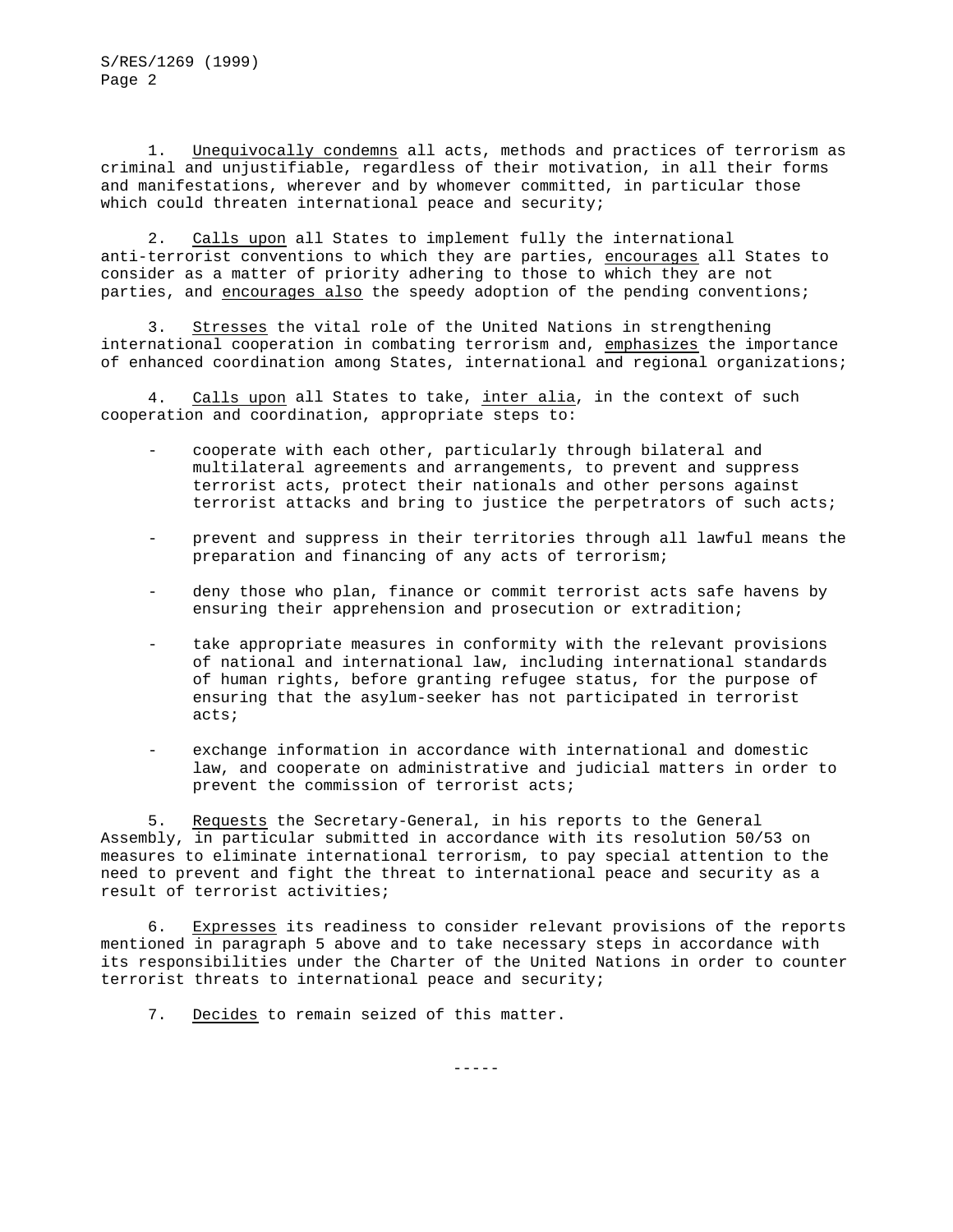1. *Unequivocally condemns* all acts, methods and practices of terrorism as criminal and unjustifiable, regardless of their motivation, in all their forms and manifestations, wherever and by whomever committed, in particular those which could threaten international peace and security;

2. *Calls upon* all States to implement fully the international anti-terrorist conventions to which they are parties, *encourages* all States to consider as a matter of priority adhering to those to which they are not parties, and *encourages also* the speedy adoption of the pending conventions;

3. *Stresses* the vital role of the United Nations in strengthening international cooperation in combating terrorism and, *emphasizes* the importance of enhanced coordination among States, international and regional organizations;

4. *Calls upon* all States to take, *inter alia*, in the context of such cooperation and coordination, appropriate steps to:

- cooperate with each other, particularly through bilateral and multilateral agreements and arrangements, to prevent and suppress terrorist acts, protect their nationals and other persons against terrorist attacks and bring to justice the perpetrators of such acts;

- prevent and suppress in their territories through all lawful means the preparation and financing of any acts of terrorism;

- deny those who plan, finance or commit terrorist acts safe havens by ensuring their apprehension and prosecution or extradition;

- take appropriate measures in conformity with the relevant provisions of national and international law, including international standards of human rights, before granting refugee status, for the purpose of ensuring that the asylum-seeker has not participated in terrorist acts;

- exchange information in accordance with international and domestic law, and cooperate on administrative and judicial matters in order to prevent the commission of terrorist acts;

5. *Requests* the Secretary-General, in his reports to the General Assembly, in particular submitted in accordance with its resolution 50/53 on measures to eliminate international terrorism, to pay special attention to the need to prevent and fight the threat to international peace and security as a result of terrorist activities;

6. *Expresses* its readiness to consider relevant provisions of the reports mentioned in paragraph 5 above and to take necessary steps in accordance with its responsibilities under the Charter of the United Nations in order to counter terrorist threats to international peace and security;

7. *Decides* to remain seized of this matter.

-----